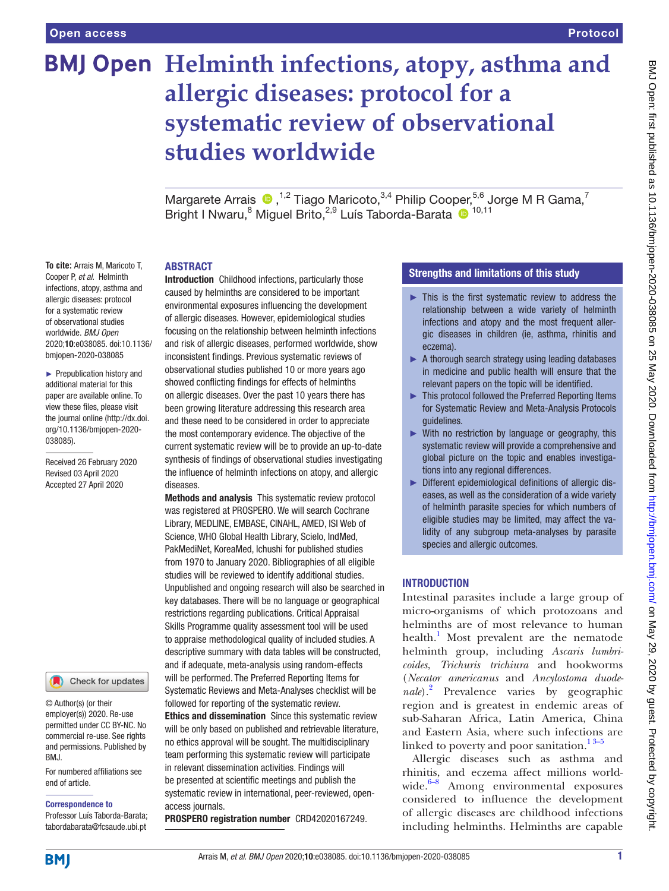# Helminth infections, atopy, asthma and allergic diseases: protocol for a systematic review of observational studies worldwide

Margarete Arrais [1,2], Tiago Maricoto [3,4], Philip Cooper [5,6], Jorge M R Gama [7], Bright I Nwaru [8], Miguel Brito [2,9], Luís Taborda-Barata [10,11]

**To cite:** Arrais M, Maricoto T, Cooper P, *et al*. Helminth infections, atopy, asthma and allergic diseases: protocol for a systematic review of observational studies worldwide. *BMJ Open* 2020;**10**:e038085. doi:10.1136/bmjopen-2020-038085

► Prepublication history and additional material for this paper are available online. To view these files, please visit the journal online (http://dx.doi.org/10.1136/bmjopen-2020-038085).

Received 26 February 2020
Revised 03 April 2020
Accepted 27 April 2020

© Author(s) (or their employer(s)) 2020. Re-use permitted under CC BY-NC. No commercial re-use. See rights and permissions. Published by BMJ.

For numbered affiliations see end of article.

**Correspondence to**
Professor Luís Taborda-Barata; tabordabarata@fcsaude.ubi.pt

## ABSTRACT

**Introduction** Childhood infections, particularly those caused by helminths are considered to be important environmental exposures influencing the development of allergic diseases. However, epidemiological studies focusing on the relationship between helminth infections and risk of allergic diseases, performed worldwide, show inconsistent findings. Previous systematic reviews of observational studies published 10 or more years ago showed conflicting findings for effects of helminths on allergic diseases. Over the past 10 years there has been growing literature addressing this research area and these need to be considered in order to appreciate the most contemporary evidence. The objective of the current systematic review will be to provide an up-to-date synthesis of findings of observational studies investigating the influence of helminth infections on atopy, and allergic diseases.

**Methods and analysis** This systematic review protocol was registered at PROSPERO. We will search Cochrane Library, MEDLINE, EMBASE, CINAHL, AMED, ISI Web of Science, WHO Global Health Library, Scielo, IndMed, PakMediNet, KoreaMed, Ichushi for published studies from 1970 to January 2020. Bibliographies of all eligible studies will be reviewed to identify additional studies. Unpublished and ongoing research will also be searched in key databases. There will be no language or geographical restrictions regarding publications. Critical Appraisal Skills Programme quality assessment tool will be used to appraise methodological quality of included studies. A descriptive summary with data tables will be constructed, and if adequate, meta-analysis using random-effects will be performed. The Preferred Reporting Items for Systematic Reviews and Meta-Analyses checklist will be followed for reporting of the systematic review.

**Ethics and dissemination** Since this systematic review will be only based on published and retrievable literature, no ethics approval will be sought. The multidisciplinary team performing this systematic review will participate in relevant dissemination activities. Findings will be presented at scientific meetings and publish the systematic review in international, peer-reviewed, open-access journals.

**PROSPERO registration number** CRD42020167249.

## Strengths and limitations of this study

- This is the first systematic review to address the relationship between a wide variety of helminth infections and atopy and the most frequent allergic diseases in children (ie, asthma, rhinitis and eczema).
- A thorough search strategy using leading databases in medicine and public health will ensure that the relevant papers on the topic will be identified.
- This protocol followed the Preferred Reporting Items for Systematic Review and Meta-Analysis Protocols guidelines.
- With no restriction by language or geography, this systematic review will provide a comprehensive and global picture on the topic and enables investigations into any regional differences.
- Different epidemiological definitions of allergic diseases, as well as the consideration of a wide variety of helminth parasite species for which numbers of eligible studies may be limited, may affect the validity of any subgroup meta-analyses by parasite species and allergic outcomes.

## INTRODUCTION

Intestinal parasites include a large group of micro-organisms of which protozoans and helminths are of most relevance to human health.[1] Most prevalent are the nematode helminth group, including *Ascaris lumbricoides*, *Trichuris trichiura* and hookworms (*Necator americanus* and *Ancylostoma duodenale*).[2] Prevalence varies by geographic region and is greatest in endemic areas of sub-Saharan Africa, Latin America, China and Eastern Asia, where such infections are linked to poverty and poor sanitation.[1,3–5]

Allergic diseases such as asthma and rhinitis, and eczema affect millions worldwide.[6–8] Among environmental exposures considered to influence the development of allergic diseases are childhood infections including helminths. Helminths are capable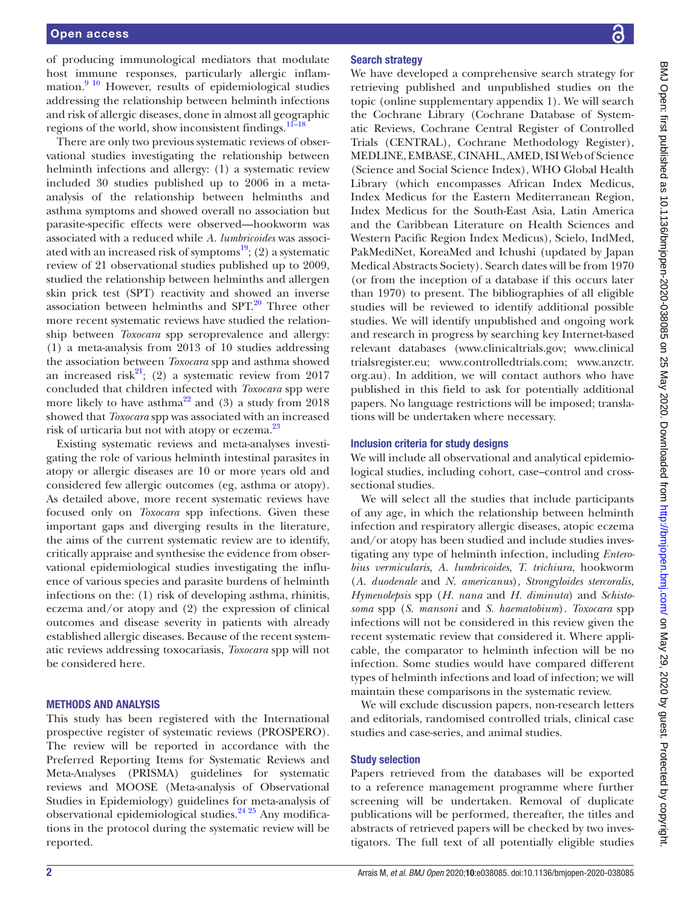of producing immunological mediators that modulate host immune responses, particularly allergic inflammation.[9 10] However, results of epidemiological studies addressing the relationship between helminth infections and risk of allergic diseases, done in almost all geographic regions of the world, show inconsistent findings.[11–18]

There are only two previous systematic reviews of observational studies investigating the relationship between helminth infections and allergy: (1) a systematic review included 30 studies published up to 2006 in a meta-analysis of the relationship between helminths and asthma symptoms and showed overall no association but parasite-specific effects were observed—hookworm was associated with a reduced while *A. lumbricoides* was associated with an increased risk of symptoms[19]; (2) a systematic review of 21 observational studies published up to 2009, studied the relationship between helminths and allergen skin prick test (SPT) reactivity and showed an inverse association between helminths and SPT.[20] Three other more recent systematic reviews have studied the relationship between *Toxocara* spp seroprevalence and allergy: (1) a meta-analysis from 2013 of 10 studies addressing the association between *Toxocara* spp and asthma showed an increased risk[21]; (2) a systematic review from 2017 concluded that children infected with *Toxocara* spp were more likely to have asthma[22] and (3) a study from 2018 showed that *Toxocara* spp was associated with an increased risk of urticaria but not with atopy or eczema.[23]

Existing systematic reviews and meta-analyses investigating the role of various helminth intestinal parasites in atopy or allergic diseases are 10 or more years old and considered few allergic outcomes (eg, asthma or atopy). As detailed above, more recent systematic reviews have focused only on *Toxocara* spp infections. Given these important gaps and diverging results in the literature, the aims of the current systematic review are to identify, critically appraise and synthesise the evidence from observational epidemiological studies investigating the influence of various species and parasite burdens of helminth infections on the: (1) risk of developing asthma, rhinitis, eczema and/or atopy and (2) the expression of clinical outcomes and disease severity in patients with already established allergic diseases. Because of the recent systematic reviews addressing toxocariasis, *Toxocara* spp will not be considered here.

## METHODS AND ANALYSIS

This study has been registered with the International prospective register of systematic reviews (PROSPERO). The review will be reported in accordance with the Preferred Reporting Items for Systematic Reviews and Meta-Analyses (PRISMA) guidelines for systematic reviews and MOOSE (Meta-analysis of Observational Studies in Epidemiology) guidelines for meta-analysis of observational epidemiological studies.[24 25] Any modifications in the protocol during the systematic review will be reported.

### Search strategy

We have developed a comprehensive search strategy for retrieving published and unpublished studies on the topic (online supplementary appendix 1). We will search the Cochrane Library (Cochrane Database of Systematic Reviews, Cochrane Central Register of Controlled Trials (CENTRAL), Cochrane Methodology Register), MEDLINE, EMBASE, CINAHL, AMED, ISI Web of Science (Science and Social Science Index), WHO Global Health Library (which encompasses African Index Medicus, Index Medicus for the Eastern Mediterranean Region, Index Medicus for the South-East Asia, Latin America and the Caribbean Literature on Health Sciences and Western Pacific Region Index Medicus), Scielo, IndMed, PakMediNet, KoreaMed and Ichushi (updated by Japan Medical Abstracts Society). Search dates will be from 1970 (or from the inception of a database if this occurs later than 1970) to present. The bibliographies of all eligible studies will be reviewed to identify additional possible studies. We will identify unpublished and ongoing work and research in progress by searching key Internet-based relevant databases (www.clinicaltrials.gov; www.clinicaltrialsregister.eu; www.controlledtrials.com; www.anzctr.org.au). In addition, we will contact authors who have published in this field to ask for potentially additional papers. No language restrictions will be imposed; translations will be undertaken where necessary.

### Inclusion criteria for study designs

We will include all observational and analytical epidemiological studies, including cohort, case–control and cross-sectional studies.

We will select all the studies that include participants of any age, in which the relationship between helminth infection and respiratory allergic diseases, atopic eczema and/or atopy has been studied and include studies investigating any type of helminth infection, including *Enterobius vermicularis*, *A. lumbricoides*, *T. trichiura*, hookworm (*A. duodenale* and *N. americanus*), *Strongyloides stercoralis, Hymenolepsis* spp (*H. nana* and *H. diminuta*) and *Schistosoma* spp (*S. mansoni* and *S. haematobium*). *Toxocara* spp infections will not be considered in this review given the recent systematic review that considered it. Where applicable, the comparator to helminth infection will be no infection. Some studies would have compared different types of helminth infections and load of infection; we will maintain these comparisons in the systematic review.

We will exclude discussion papers, non-research letters and editorials, randomised controlled trials, clinical case studies and case-series, and animal studies.

### Study selection

Papers retrieved from the databases will be exported to a reference management programme where further screening will be undertaken. Removal of duplicate publications will be performed, thereafter, the titles and abstracts of retrieved papers will be checked by two investigators. The full text of all potentially eligible studies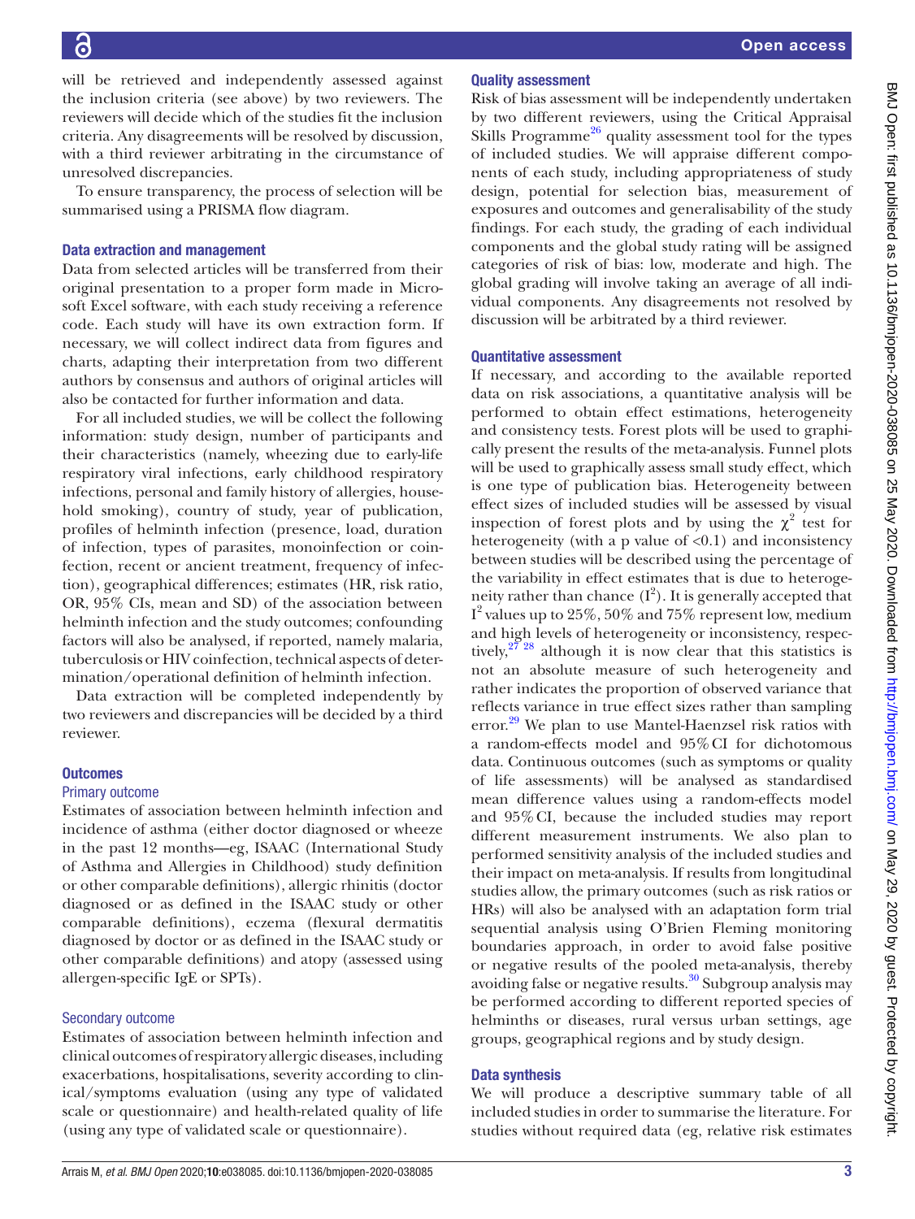will be retrieved and independently assessed against the inclusion criteria (see above) by two reviewers. The reviewers will decide which of the studies fit the inclusion criteria. Any disagreements will be resolved by discussion, with a third reviewer arbitrating in the circumstance of unresolved discrepancies.

To ensure transparency, the process of selection will be summarised using a PRISMA flow diagram.

### Data extraction and management

Data from selected articles will be transferred from their original presentation to a proper form made in Microsoft Excel software, with each study receiving a reference code. Each study will have its own extraction form. If necessary, we will collect indirect data from figures and charts, adapting their interpretation from two different authors by consensus and authors of original articles will also be contacted for further information and data.

For all included studies, we will be collect the following information: study design, number of participants and their characteristics (namely, wheezing due to early-life respiratory viral infections, early childhood respiratory infections, personal and family history of allergies, household smoking), country of study, year of publication, profiles of helminth infection (presence, load, duration of infection, types of parasites, monoinfection or coinfection, recent or ancient treatment, frequency of infection), geographical differences; estimates (HR, risk ratio, OR, 95% CIs, mean and SD) of the association between helminth infection and the study outcomes; confounding factors will also be analysed, if reported, namely malaria, tuberculosis or HIV coinfection, technical aspects of determination/operational definition of helminth infection.

Data extraction will be completed independently by two reviewers and discrepancies will be decided by a third reviewer.

### Outcomes

#### Primary outcome

Estimates of association between helminth infection and incidence of asthma (either doctor diagnosed or wheeze in the past 12 months—eg, ISAAC (International Study of Asthma and Allergies in Childhood) study definition or other comparable definitions), allergic rhinitis (doctor diagnosed or as defined in the ISAAC study or other comparable definitions), eczema (flexural dermatitis diagnosed by doctor or as defined in the ISAAC study or other comparable definitions) and atopy (assessed using allergen-specific IgE or SPTs).

#### Secondary outcome

Estimates of association between helminth infection and clinical outcomes of respiratory allergic diseases, including exacerbations, hospitalisations, severity according to clinical/symptoms evaluation (using any type of validated scale or questionnaire) and health-related quality of life (using any type of validated scale or questionnaire).

### Quality assessment

Risk of bias assessment will be independently undertaken by two different reviewers, using the Critical Appraisal Skills Programme[26] quality assessment tool for the types of included studies. We will appraise different components of each study, including appropriateness of study design, potential for selection bias, measurement of exposures and outcomes and generalisability of the study findings. For each study, the grading of each individual components and the global study rating will be assigned categories of risk of bias: low, moderate and high. The global grading will involve taking an average of all individual components. Any disagreements not resolved by discussion will be arbitrated by a third reviewer.

### Quantitative assessment

If necessary, and according to the available reported data on risk associations, a quantitative analysis will be performed to obtain effect estimations, heterogeneity and consistency tests. Forest plots will be used to graphically present the results of the meta-analysis. Funnel plots will be used to graphically assess small study effect, which is one type of publication bias. Heterogeneity between effect sizes of included studies will be assessed by visual inspection of forest plots and by using the $\chi^2$ test for heterogeneity (with a p value of <0.1) and inconsistency between studies will be described using the percentage of the variability in effect estimates that is due to heterogeneity rather than chance ($I^2$). It is generally accepted that $I^2$ values up to 25%, 50% and 75% represent low, medium and high levels of heterogeneity or inconsistency, respectively,[27 28] although it is now clear that this statistics is not an absolute measure of such heterogeneity and rather indicates the proportion of observed variance that reflects variance in true effect sizes rather than sampling error.[29] We plan to use Mantel-Haenzsel risk ratios with a random-effects model and 95% CI for dichotomous data. Continuous outcomes (such as symptoms or quality of life assessments) will be analysed as standardised mean difference values using a random-effects model and 95% CI, because the included studies may report different measurement instruments. We also plan to performed sensitivity analysis of the included studies and their impact on meta-analysis. If results from longitudinal studies allow, the primary outcomes (such as risk ratios or HRs) will also be analysed with an adaptation form trial sequential analysis using O'Brien Fleming monitoring boundaries approach, in order to avoid false positive or negative results of the pooled meta-analysis, thereby avoiding false or negative results.[30] Subgroup analysis may be performed according to different reported species of helminths or diseases, rural versus urban settings, age groups, geographical regions and by study design.

### Data synthesis

We will produce a descriptive summary table of all included studies in order to summarise the literature. For studies without required data (eg, relative risk estimates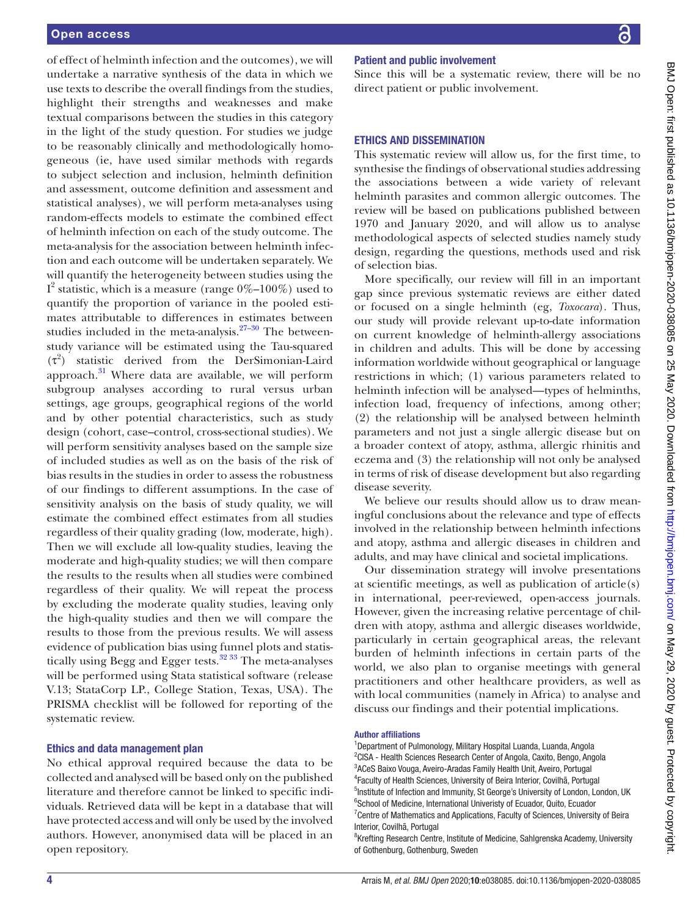of effect of helminth infection and the outcomes), we will undertake a narrative synthesis of the data in which we use texts to describe the overall findings from the studies, highlight their strengths and weaknesses and make textual comparisons between the studies in this category in the light of the study question. For studies we judge to be reasonably clinically and methodologically homogeneous (ie, have used similar methods with regards to subject selection and inclusion, helminth definition and assessment, outcome definition and assessment and statistical analyses), we will perform meta-analyses using random-effects models to estimate the combined effect of helminth infection on each of the study outcome. The meta-analysis for the association between helminth infection and each outcome will be undertaken separately. We will quantify the heterogeneity between studies using the $I^2$ statistic, which is a measure (range 0%–100%) used to quantify the proportion of variance in the pooled estimates attributable to differences in estimates between studies included in the meta-analysis.[27–30] The between-study variance will be estimated using the Tau-squared ($\tau^2$) statistic derived from the DerSimonian-Laird approach.[31] Where data are available, we will perform subgroup analyses according to rural versus urban settings, age groups, geographical regions of the world and by other potential characteristics, such as study design (cohort, case–control, cross-sectional studies). We will perform sensitivity analyses based on the sample size of included studies as well as on the basis of the risk of bias results in the studies in order to assess the robustness of our findings to different assumptions. In the case of sensitivity analysis on the basis of study quality, we will estimate the combined effect estimates from all studies regardless of their quality grading (low, moderate, high). Then we will exclude all low-quality studies, leaving the moderate and high-quality studies; we will then compare the results to the results when all studies were combined regardless of their quality. We will repeat the process by excluding the moderate quality studies, leaving only the high-quality studies and then we will compare the results to those from the previous results. We will assess evidence of publication bias using funnel plots and statistically using Begg and Egger tests.[32 33] The meta-analyses will be performed using Stata statistical software (release V.13; StataCorp LP., College Station, Texas, USA). The PRISMA checklist will be followed for reporting of the systematic review.

## Ethics and data management plan

No ethical approval required because the data to be collected and analysed will be based only on the published literature and therefore cannot be linked to specific individuals. Retrieved data will be kept in a database that will have protected access and will only be used by the involved authors. However, anonymised data will be placed in an open repository.

## Patient and public involvement

Since this will be a systematic review, there will be no direct patient or public involvement.

## ETHICS AND DISSEMINATION

This systematic review will allow us, for the first time, to synthesise the findings of observational studies addressing the associations between a wide variety of relevant helminth parasites and common allergic outcomes. The review will be based on publications published between 1970 and January 2020, and will allow us to analyse methodological aspects of selected studies namely study design, regarding the questions, methods used and risk of selection bias.

More specifically, our review will fill in an important gap since previous systematic reviews are either dated or focused on a single helminth (eg, *Toxocara*). Thus, our study will provide relevant up-to-date information on current knowledge of helminth-allergy associations in children and adults. This will be done by accessing information worldwide without geographical or language restrictions in which; (1) various parameters related to helminth infection will be analysed—types of helminths, infection load, frequency of infections, among other; (2) the relationship will be analysed between helminth parameters and not just a single allergic disease but on a broader context of atopy, asthma, allergic rhinitis and eczema and (3) the relationship will not only be analysed in terms of risk of disease development but also regarding disease severity.

We believe our results should allow us to draw meaningful conclusions about the relevance and type of effects involved in the relationship between helminth infections and atopy, asthma and allergic diseases in children and adults, and may have clinical and societal implications.

Our dissemination strategy will involve presentations at scientific meetings, as well as publication of article(s) in international, peer-reviewed, open-access journals. However, given the increasing relative percentage of children with atopy, asthma and allergic diseases worldwide, particularly in certain geographical areas, the relevant burden of helminth infections in certain parts of the world, we also plan to organise meetings with general practitioners and other healthcare providers, as well as with local communities (namely in Africa) to analyse and discuss our findings and their potential implications.

#### Author affiliations

[1]Department of Pulmonology, Military Hospital Luanda, Luanda, Angola
[2]CISA - Health Sciences Research Center of Angola, Caxito, Bengo, Angola
[3]ACeS Baixo Vouga, Aveiro-Aradas Family Health Unit, Aveiro, Portugal
[4]Faculty of Health Sciences, University of Beira Interior, Covilhã, Portugal
[5]Institute of Infection and Immunity, St George's University of London, London, UK
[6]School of Medicine, International Univeristy of Ecuador, Quito, Ecuador
[7]Centre of Mathematics and Applications, Faculty of Sciences, University of Beira Interior, Covilhã, Portugal
[8]Krefting Research Centre, Institute of Medicine, Sahlgrenska Academy, University of Gothenburg, Gothenburg, Sweden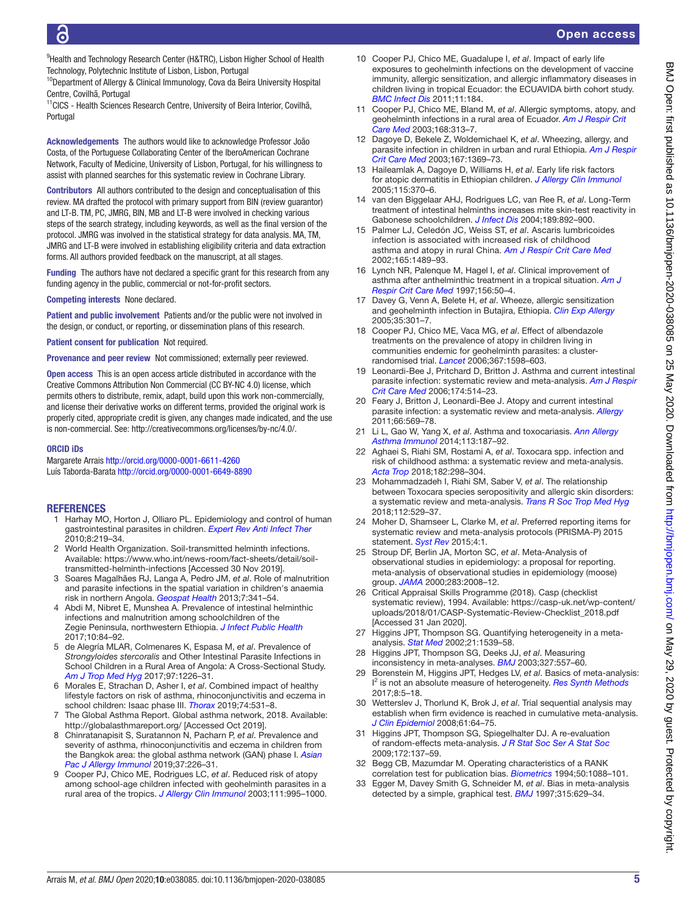[9]Health and Technology Research Center (H&TRC), Lisbon Higher School of Health Technology, Polytechnic Institute of Lisbon, Lisbon, Portugal
[10]Department of Allergy & Clinical Immunology, Cova da Beira University Hospital Centre, Covilhã, Portugal
[11]CICS - Health Sciences Research Centre, University of Beira Interior, Covilhã, Portugal

**Acknowledgements** The authors would like to acknowledge Professor João Costa, of the Portuguese Collaborating Center of the IberoAmerican Cochrane Network, Faculty of Medicine, University of Lisbon, Portugal, for his willingness to assist with planned searches for this systematic review in Cochrane Library.

**Contributors** All authors contributed to the design and conceptualisation of this review. MA drafted the protocol with primary support from BIN (review guarantor) and LT-B. TM, PC, JMRG, BIN, MB and LT-B were involved in checking various steps of the search strategy, including keywords, as well as the final version of the protocol. JMRG was involved in the statistical strategy for data analysis. MA, TM, JMRG and LT-B were involved in establishing eligibility criteria and data extraction forms. All authors provided feedback on the manuscript, at all stages.

**Funding** The authors have not declared a specific grant for this research from any funding agency in the public, commercial or not-for-profit sectors.

**Competing interests** None declared.

**Patient and public involvement** Patients and/or the public were not involved in the design, or conduct, or reporting, or dissemination plans of this research.

**Patient consent for publication** Not required.

**Provenance and peer review** Not commissioned; externally peer reviewed.

**Open access** This is an open access article distributed in accordance with the Creative Commons Attribution Non Commercial (CC BY-NC 4.0) license, which permits others to distribute, remix, adapt, build upon this work non-commercially, and license their derivative works on different terms, provided the original work is properly cited, appropriate credit is given, any changes made indicated, and the use is non-commercial. See: http://creativecommons.org/licenses/by-nc/4.0/.

### ORCID iDs

Margarete Arrais http://orcid.org/0000-0001-6611-4260
Luís Taborda-Barata http://orcid.org/0000-0001-6649-8890

## REFERENCES

1. Harhay MO, Horton J, Olliaro PL. Epidemiology and control of human gastrointestinal parasites in children. *Expert Rev Anti Infect Ther* 2010;8:219–34.
2. World Health Organization. Soil-transmitted helminth infections. Available: https://www.who.int/news-room/fact-sheets/detail/soil-transmitted-helminth-infections [Accessed 30 Nov 2019].
3. Soares Magalhães RJ, Langa A, Pedro JM, *et al*. Role of malnutrition and parasite infections in the spatial variation in children's anaemia risk in northern Angola. *Geospat Health* 2013;7:341–54.
4. Abdi M, Nibret E, Munshea A. Prevalence of intestinal helminthic infections and malnutrition among schoolchildren of the Zegie Peninsula, northwestern Ethiopia. *J Infect Public Health* 2017;10:84–92.
5. de Alegría MLAR, Colmenares K, Espasa M, *et al*. Prevalence of *Strongyloides stercoralis* and Other Intestinal Parasite Infections in School Children in a Rural Area of Angola: A Cross-Sectional Study. *Am J Trop Med Hyg* 2017;97:1226–31.
6. Morales E, Strachan D, Asher I, *et al*. Combined impact of healthy lifestyle factors on risk of asthma, rhinoconjunctivitis and eczema in school children: Isaac phase III. *Thorax* 2019;74:531–8.
7. The Global Asthma Report. Global asthma network, 2018. Available: http://globalasthmareport.org/ [Accessed Oct 2019].
8. Chinratanapisit S, Suratannon N, Pacharn P, *et al*. Prevalence and severity of asthma, rhinoconjunctivitis and eczema in children from the Bangkok area: the global asthma network (GAN) phase I. *Asian Pac J Allergy Immunol* 2019;37:226–31.
9. Cooper PJ, Chico ME, Rodrigues LC, *et al*. Reduced risk of atopy among school-age children infected with geohelminth parasites in a rural area of the tropics. *J Allergy Clin Immunol* 2003;111:995–1000.
10. Cooper PJ, Chico ME, Guadalupe I, *et al*. Impact of early life exposures to geohelminth infections on the development of vaccine immunity, allergic sensitization, and allergic inflammatory diseases in children living in tropical Ecuador: the ECUAVIDA birth cohort study. *BMC Infect Dis* 2011;11:184.
11. Cooper PJ, Chico ME, Bland M, *et al*. Allergic symptoms, atopy, and geohelminth infections in a rural area of Ecuador. *Am J Respir Crit Care Med* 2003;168:313–7.
12. Dagoye D, Bekele Z, Woldemichael K, *et al*. Wheezing, allergy, and parasite infection in children in urban and rural Ethiopia. *Am J Respir Crit Care Med* 2003;167:1369–73.
13. Haileamlak A, Dagoye D, Williams H, *et al*. Early life risk factors for atopic dermatitis in Ethiopian children. *J Allergy Clin Immunol* 2005;115:370–6.
14. van den Biggelaar AHJ, Rodrigues LC, van Ree R, *et al*. Long-Term treatment of intestinal helminths increases mite skin-test reactivity in Gabonese schoolchildren. *J Infect Dis* 2004;189:892–900.
15. Palmer LJ, Celedón JC, Weiss ST, *et al*. Ascaris lumbricoides infection is associated with increased risk of childhood asthma and atopy in rural China. *Am J Respir Crit Care Med* 2002;165:1489–93.
16. Lynch NR, Palenque M, Hagel I, *et al*. Clinical improvement of asthma after anthelminthic treatment in a tropical situation. *Am J Respir Crit Care Med* 1997;156:50–4.
17. Davey G, Venn A, Belete H, *et al*. Wheeze, allergic sensitization and geohelminth infection in Butajira, Ethiopia. *Clin Exp Allergy* 2005;35:301–7.
18. Cooper PJ, Chico ME, Vaca MG, *et al*. Effect of albendazole treatments on the prevalence of atopy in children living in communities endemic for geohelminth parasites: a cluster-randomised trial. *Lancet* 2006;367:1598–603.
19. Leonardi-Bee J, Pritchard D, Britton J. Asthma and current intestinal parasite infection: systematic review and meta-analysis. *Am J Respir Crit Care Med* 2006;174:514–23.
20. Feary J, Britton J, Leonardi-Bee J. Atopy and current intestinal parasite infection: a systematic review and meta-analysis. *Allergy* 2011;66:569–78.
21. Li L, Gao W, Yang X, *et al*. Asthma and toxocariasis. *Ann Allergy Asthma Immunol* 2014;113:187–92.
22. Aghaei S, Riahi SM, Rostami A, *et al*. Toxocara spp. infection and risk of childhood asthma: a systematic review and meta-analysis. *Acta Trop* 2018;182:298–304.
23. Mohammadzadeh I, Riahi SM, Saber V, *et al*. The relationship between Toxocara species seropositivity and allergic skin disorders: a systematic review and meta-analysis. *Trans R Soc Trop Med Hyg* 2018;112:529–37.
24. Moher D, Shamseer L, Clarke M, *et al*. Preferred reporting items for systematic review and meta-analysis protocols (PRISMA-P) 2015 statement. *Syst Rev* 2015;4:1.
25. Stroup DF, Berlin JA, Morton SC, *et al*. Meta-Analysis of observational studies in epidemiology: a proposal for reporting. meta-analysis of observational studies in epidemiology (moose) group. *JAMA* 2000;283:2008–12.
26. Critical Appraisal Skills Programme (2018). Casp (checklist systematic review), 1994. Available: https://casp-uk.net/wp-content/uploads/2018/01/CASP-Systematic-Review-Checklist_2018.pdf [Accessed 31 Jan 2020].
27. Higgins JPT, Thompson SG. Quantifying heterogeneity in a meta-analysis. *Stat Med* 2002;21:1539–58.
28. Higgins JPT, Thompson SG, Deeks JJ, *et al*. Measuring inconsistency in meta-analyses. *BMJ* 2003;327:557–60.
29. Borenstein M, Higgins JPT, Hedges LV, *et al*. Basics of meta-analysis: $I^2$ is not an absolute measure of heterogeneity. *Res Synth Methods* 2017;8:5–18.
30. Wetterslev J, Thorlund K, Brok J, *et al*. Trial sequential analysis may establish when firm evidence is reached in cumulative meta-analysis. *J Clin Epidemiol* 2008;61:64–75.
31. Higgins JPT, Thompson SG, Spiegelhalter DJ. A re-evaluation of random-effects meta-analysis. *J R Stat Soc Ser A Stat Soc* 2009;172:137–59.
32. Begg CB, Mazumdar M. Operating characteristics of a RANK correlation test for publication bias. *Biometrics* 1994;50:1088–101.
33. Egger M, Davey Smith G, Schneider M, *et al*. Bias in meta-analysis detected by a simple, graphical test. *BMJ* 1997;315:629–34.